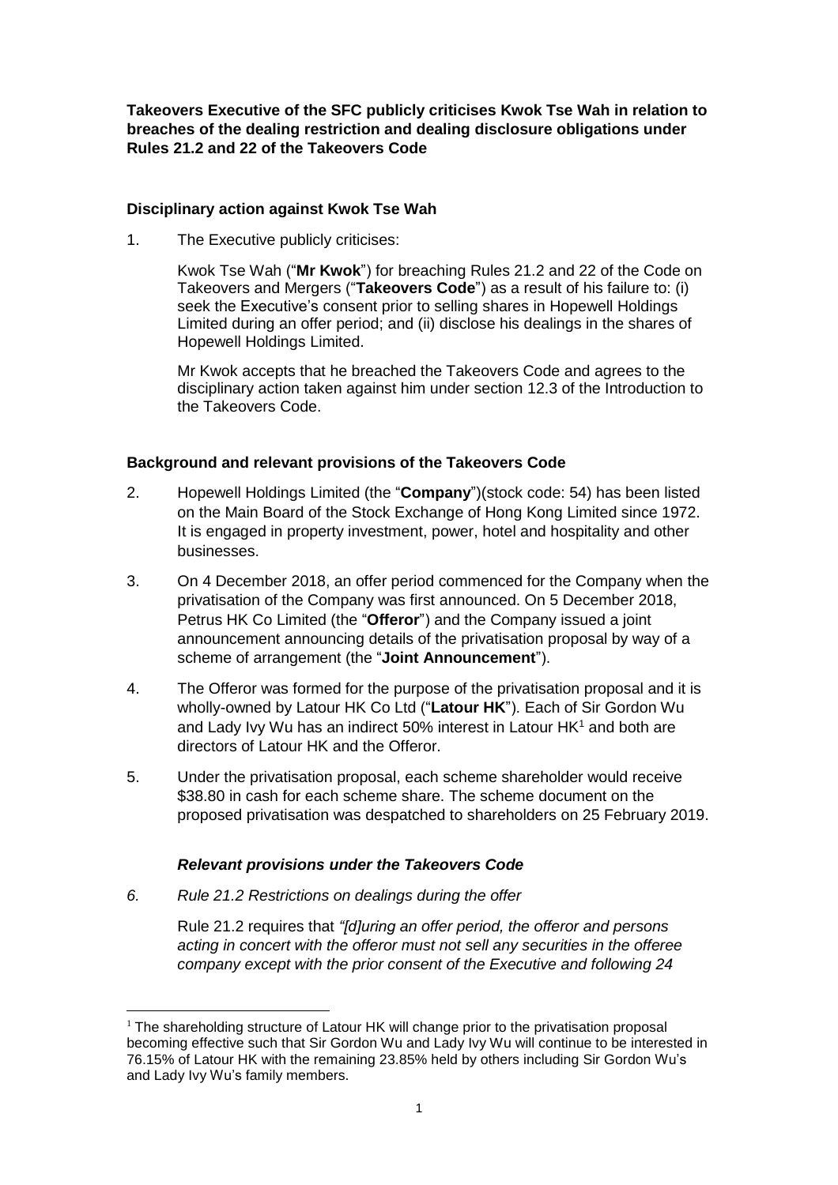**Takeovers Executive of the SFC publicly criticises Kwok Tse Wah in relation to breaches of the dealing restriction and dealing disclosure obligations under Rules 21.2 and 22 of the Takeovers Code**

**Disciplinary action against Kwok Tse Wah**

1. The Executive publicly criticises:

   Kwok Tse Wah ("**Mr Kwok**") for breaching Rules 21.2 and 22 of the Code on Takeovers and Mergers ("**Takeovers Code**") as a result of his failure to: (i) seek the Executive's consent prior to selling shares in Hopewell Holdings Limited during an offer period; and (ii) disclose his dealings in the shares of Hopewell Holdings Limited.

   Mr Kwok accepts that he breached the Takeovers Code and agrees to the disciplinary action taken against him under section 12.3 of the Introduction to the Takeovers Code.

**Background and relevant provisions of the Takeovers Code**

2. Hopewell Holdings Limited (the "**Company**")(stock code: 54) has been listed on the Main Board of the Stock Exchange of Hong Kong Limited since 1972. It is engaged in property investment, power, hotel and hospitality and other businesses.

3. On 4 December 2018, an offer period commenced for the Company when the privatisation of the Company was first announced. On 5 December 2018, Petrus HK Co Limited (the "**Offeror**") and the Company issued a joint announcement announcing details of the privatisation proposal by way of a scheme of arrangement (the "**Joint Announcement**").

4. The Offeror was formed for the purpose of the privatisation proposal and it is wholly-owned by Latour HK Co Ltd ("**Latour HK**"). Each of Sir Gordon Wu and Lady Ivy Wu has an indirect 50% interest in Latour HK[1] and both are directors of Latour HK and the Offeror.

5. Under the privatisation proposal, each scheme shareholder would receive $38.80 in cash for each scheme share. The scheme document on the proposed privatisation was despatched to shareholders on 25 February 2019.

***Relevant provisions under the Takeovers Code***

*6. Rule 21.2 Restrictions on dealings during the offer*

   Rule 21.2 requires that *"[d]uring an offer period, the offeror and persons acting in concert with the offeror must not sell any securities in the offeree company except with the prior consent of the Executive and following 24*

[1] The shareholding structure of Latour HK will change prior to the privatisation proposal becoming effective such that Sir Gordon Wu and Lady Ivy Wu will continue to be interested in 76.15% of Latour HK with the remaining 23.85% held by others including Sir Gordon Wu's and Lady Ivy Wu's family members.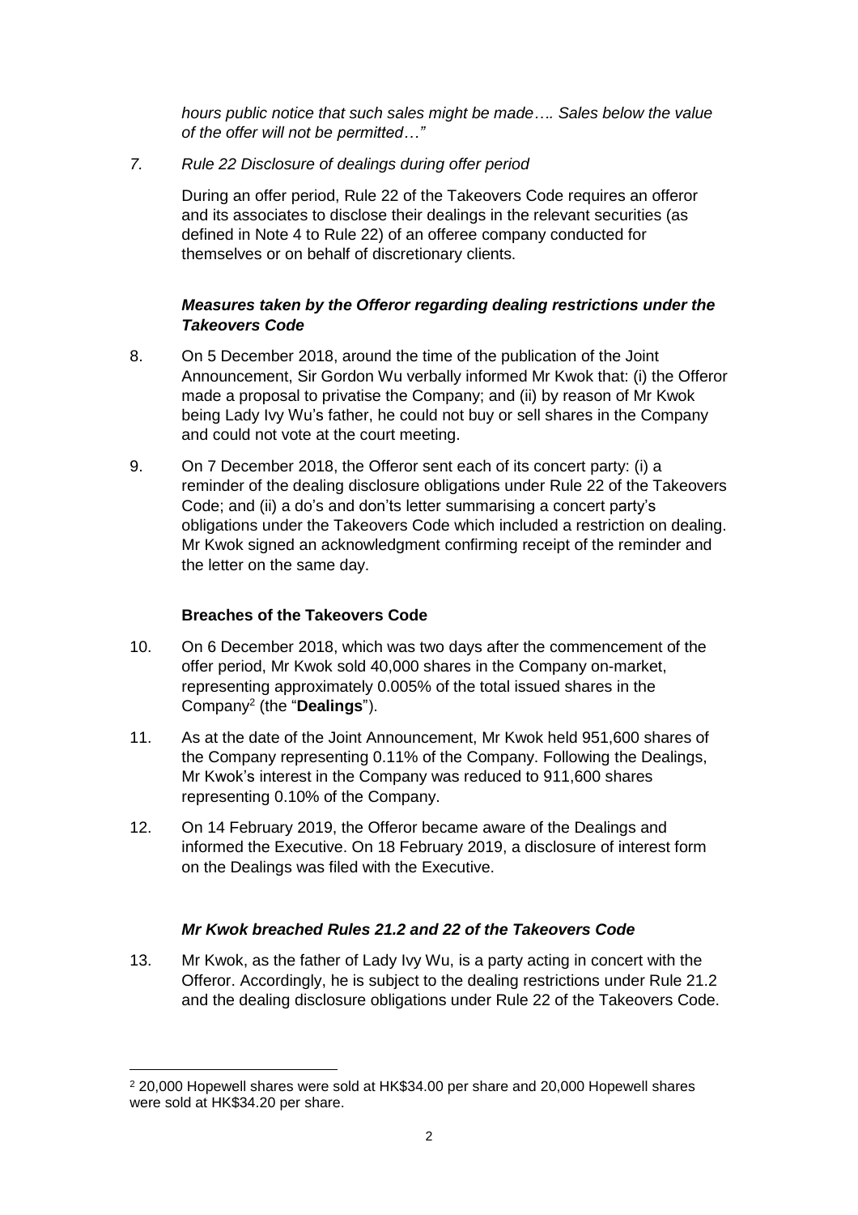*hours public notice that such sales might be made…. Sales below the value of the offer will not be permitted…"*

*7. Rule 22 Disclosure of dealings during offer period*

During an offer period, Rule 22 of the Takeovers Code requires an offeror and its associates to disclose their dealings in the relevant securities (as defined in Note 4 to Rule 22) of an offeree company conducted for themselves or on behalf of discretionary clients.

### *Measures taken by the Offeror regarding dealing restrictions under the Takeovers Code*

8. On 5 December 2018, around the time of the publication of the Joint Announcement, Sir Gordon Wu verbally informed Mr Kwok that: (i) the Offeror made a proposal to privatise the Company; and (ii) by reason of Mr Kwok being Lady Ivy Wu's father, he could not buy or sell shares in the Company and could not vote at the court meeting.

9. On 7 December 2018, the Offeror sent each of its concert party: (i) a reminder of the dealing disclosure obligations under Rule 22 of the Takeovers Code; and (ii) a do's and don'ts letter summarising a concert party's obligations under the Takeovers Code which included a restriction on dealing. Mr Kwok signed an acknowledgment confirming receipt of the reminder and the letter on the same day.

### **Breaches of the Takeovers Code**

10. On 6 December 2018, which was two days after the commencement of the offer period, Mr Kwok sold 40,000 shares in the Company on-market, representing approximately 0.005% of the total issued shares in the Company[2] (the "**Dealings**").

11. As at the date of the Joint Announcement, Mr Kwok held 951,600 shares of the Company representing 0.11% of the Company. Following the Dealings, Mr Kwok's interest in the Company was reduced to 911,600 shares representing 0.10% of the Company.

12. On 14 February 2019, the Offeror became aware of the Dealings and informed the Executive. On 18 February 2019, a disclosure of interest form on the Dealings was filed with the Executive.

### *Mr Kwok breached Rules 21.2 and 22 of the Takeovers Code*

13. Mr Kwok, as the father of Lady Ivy Wu, is a party acting in concert with the Offeror. Accordingly, he is subject to the dealing restrictions under Rule 21.2 and the dealing disclosure obligations under Rule 22 of the Takeovers Code.

---

[2] 20,000 Hopewell shares were sold at HK$34.00 per share and 20,000 Hopewell shares were sold at HK$34.20 per share.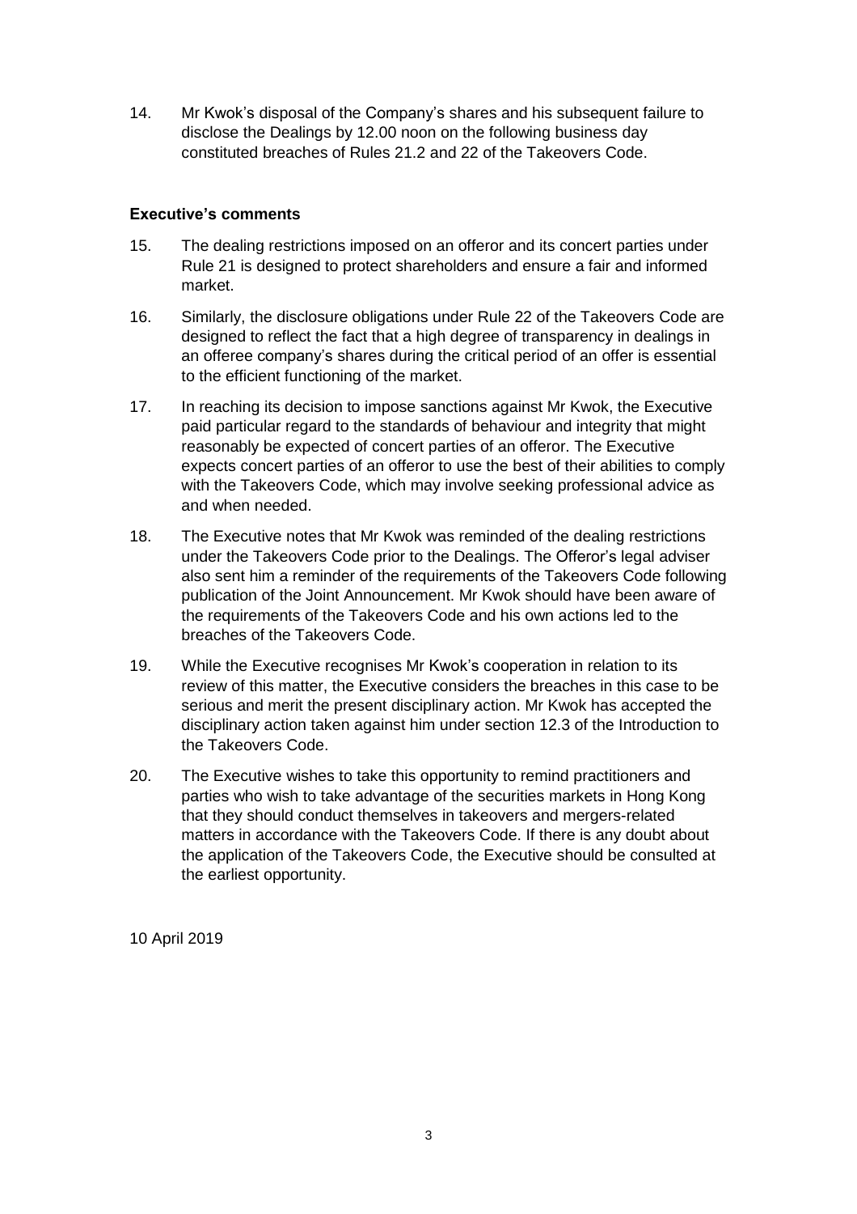14. Mr Kwok's disposal of the Company's shares and his subsequent failure to disclose the Dealings by 12.00 noon on the following business day constituted breaches of Rules 21.2 and 22 of the Takeovers Code.

**Executive's comments**

15. The dealing restrictions imposed on an offeror and its concert parties under Rule 21 is designed to protect shareholders and ensure a fair and informed market.

16. Similarly, the disclosure obligations under Rule 22 of the Takeovers Code are designed to reflect the fact that a high degree of transparency in dealings in an offeree company's shares during the critical period of an offer is essential to the efficient functioning of the market.

17. In reaching its decision to impose sanctions against Mr Kwok, the Executive paid particular regard to the standards of behaviour and integrity that might reasonably be expected of concert parties of an offeror. The Executive expects concert parties of an offeror to use the best of their abilities to comply with the Takeovers Code, which may involve seeking professional advice as and when needed.

18. The Executive notes that Mr Kwok was reminded of the dealing restrictions under the Takeovers Code prior to the Dealings. The Offeror's legal adviser also sent him a reminder of the requirements of the Takeovers Code following publication of the Joint Announcement. Mr Kwok should have been aware of the requirements of the Takeovers Code and his own actions led to the breaches of the Takeovers Code.

19. While the Executive recognises Mr Kwok's cooperation in relation to its review of this matter, the Executive considers the breaches in this case to be serious and merit the present disciplinary action. Mr Kwok has accepted the disciplinary action taken against him under section 12.3 of the Introduction to the Takeovers Code.

20. The Executive wishes to take this opportunity to remind practitioners and parties who wish to take advantage of the securities markets in Hong Kong that they should conduct themselves in takeovers and mergers-related matters in accordance with the Takeovers Code. If there is any doubt about the application of the Takeovers Code, the Executive should be consulted at the earliest opportunity.

10 April 2019